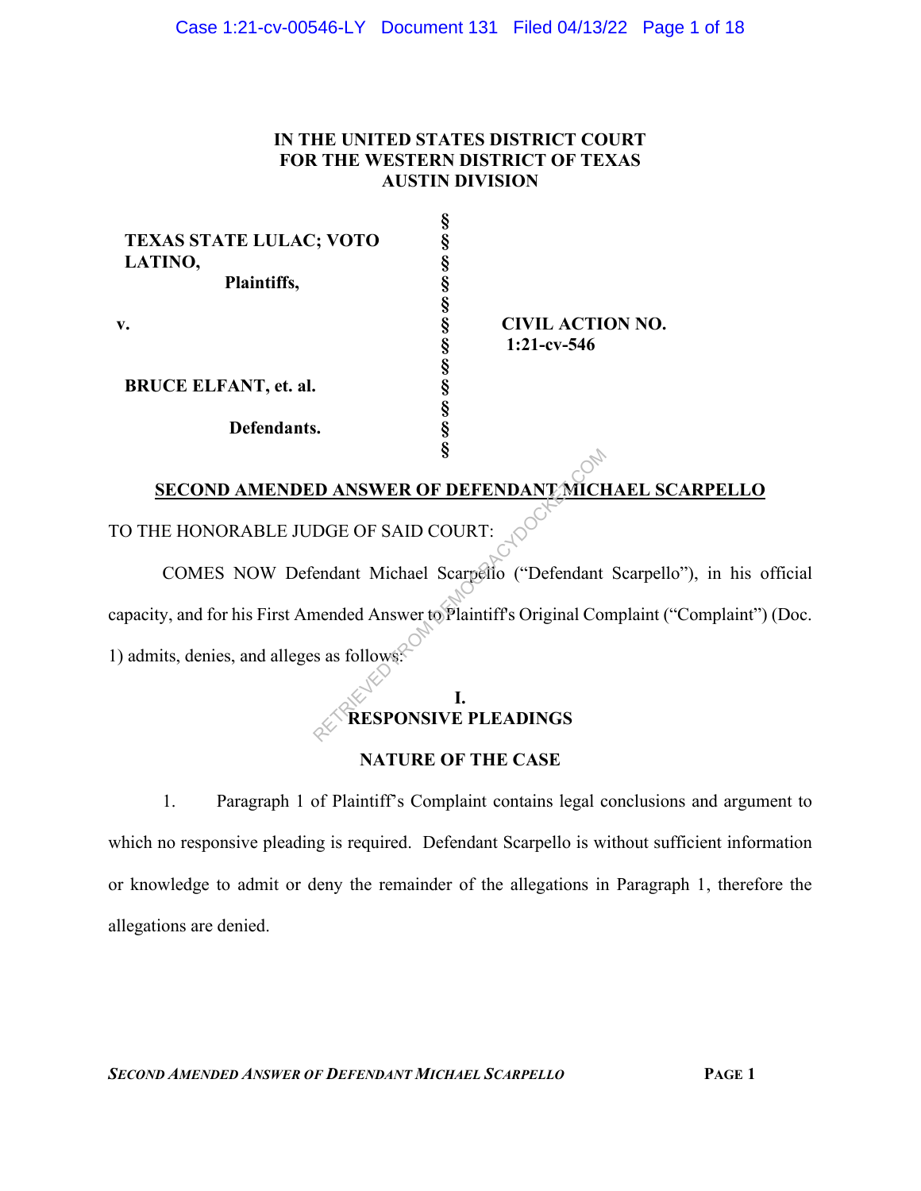IN THE UNITED STATES DISTRICT COURT
FOR THE WESTERN DISTRICT OF TEXAS
AUSTIN DIVISION

| | | |
|---|---|---|
| **TEXAS STATE LULAC; VOTO LATINO,** **Plaintiffs,** | § | |
| **v.** | § | **CIVIL ACTION NO. 1:21-cv-546** |
| **BRUCE ELFANT, et. al.** **Defendants.** | § | |

**SECOND AMENDED ANSWER OF DEFENDANT MICHAEL SCARPELLO**

TO THE HONORABLE JUDGE OF SAID COURT:

COMES NOW Defendant Michael Scarpello ("Defendant Scarpello"), in his official capacity, and for his First Amended Answer to Plaintiff's Original Complaint ("Complaint") (Doc. 1) admits, denies, and alleges as follows:

## I. RESPONSIVE PLEADINGS

### NATURE OF THE CASE

1. Paragraph 1 of Plaintiff's Complaint contains legal conclusions and argument to which no responsive pleading is required. Defendant Scarpello is without sufficient information or knowledge to admit or deny the remainder of the allegations in Paragraph 1, therefore the allegations are denied.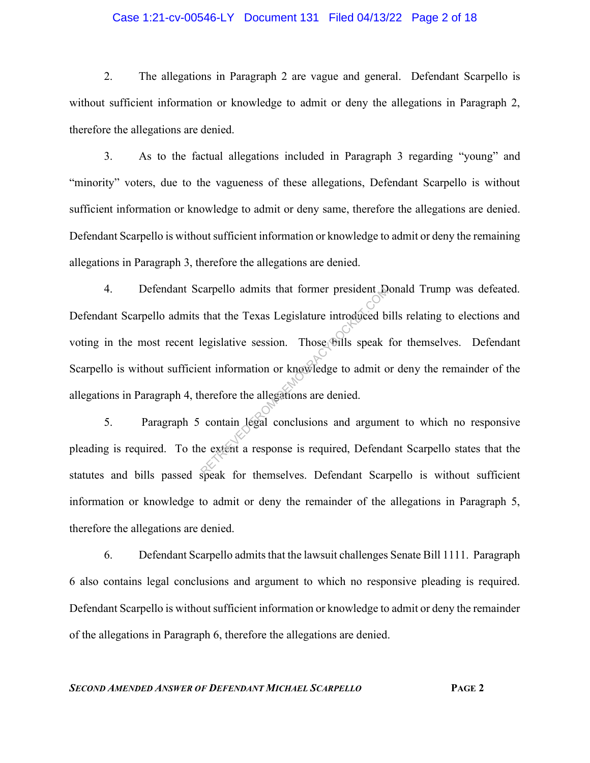2. The allegations in Paragraph 2 are vague and general. Defendant Scarpello is without sufficient information or knowledge to admit or deny the allegations in Paragraph 2, therefore the allegations are denied.

3. As to the factual allegations included in Paragraph 3 regarding "young" and "minority" voters, due to the vagueness of these allegations, Defendant Scarpello is without sufficient information or knowledge to admit or deny same, therefore the allegations are denied. Defendant Scarpello is without sufficient information or knowledge to admit or deny the remaining allegations in Paragraph 3, therefore the allegations are denied.

4. Defendant Scarpello admits that former president Donald Trump was defeated. Defendant Scarpello admits that the Texas Legislature introduced bills relating to elections and voting in the most recent legislative session. Those bills speak for themselves. Defendant Scarpello is without sufficient information or knowledge to admit or deny the remainder of the allegations in Paragraph 4, therefore the allegations are denied.

5. Paragraph 5 contain legal conclusions and argument to which no responsive pleading is required. To the extent a response is required, Defendant Scarpello states that the statutes and bills passed speak for themselves. Defendant Scarpello is without sufficient information or knowledge to admit or deny the remainder of the allegations in Paragraph 5, therefore the allegations are denied.

6. Defendant Scarpello admits that the lawsuit challenges Senate Bill 1111. Paragraph 6 also contains legal conclusions and argument to which no responsive pleading is required. Defendant Scarpello is without sufficient information or knowledge to admit or deny the remainder of the allegations in Paragraph 6, therefore the allegations are denied.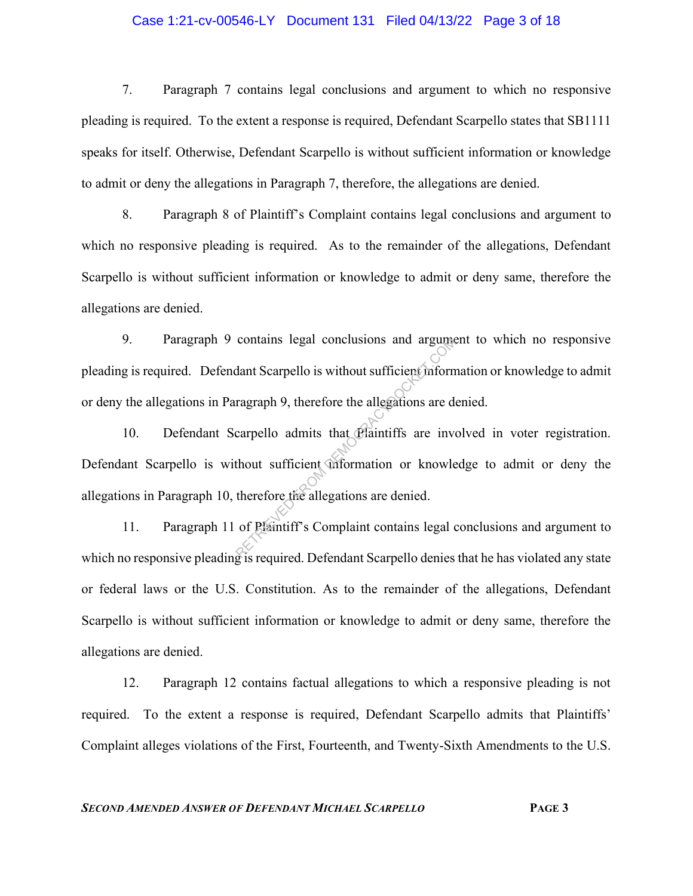7. Paragraph 7 contains legal conclusions and argument to which no responsive pleading is required. To the extent a response is required, Defendant Scarpello states that SB1111 speaks for itself. Otherwise, Defendant Scarpello is without sufficient information or knowledge to admit or deny the allegations in Paragraph 7, therefore, the allegations are denied.

8. Paragraph 8 of Plaintiff's Complaint contains legal conclusions and argument to which no responsive pleading is required. As to the remainder of the allegations, Defendant Scarpello is without sufficient information or knowledge to admit or deny same, therefore the allegations are denied.

9. Paragraph 9 contains legal conclusions and argument to which no responsive pleading is required. Defendant Scarpello is without sufficient information or knowledge to admit or deny the allegations in Paragraph 9, therefore the allegations are denied.

10. Defendant Scarpello admits that Plaintiffs are involved in voter registration. Defendant Scarpello is without sufficient information or knowledge to admit or deny the allegations in Paragraph 10, therefore the allegations are denied.

11. Paragraph 11 of Plaintiff's Complaint contains legal conclusions and argument to which no responsive pleading is required. Defendant Scarpello denies that he has violated any state or federal laws or the U.S. Constitution. As to the remainder of the allegations, Defendant Scarpello is without sufficient information or knowledge to admit or deny same, therefore the allegations are denied.

12. Paragraph 12 contains factual allegations to which a responsive pleading is not required. To the extent a response is required, Defendant Scarpello admits that Plaintiffs' Complaint alleges violations of the First, Fourteenth, and Twenty-Sixth Amendments to the U.S.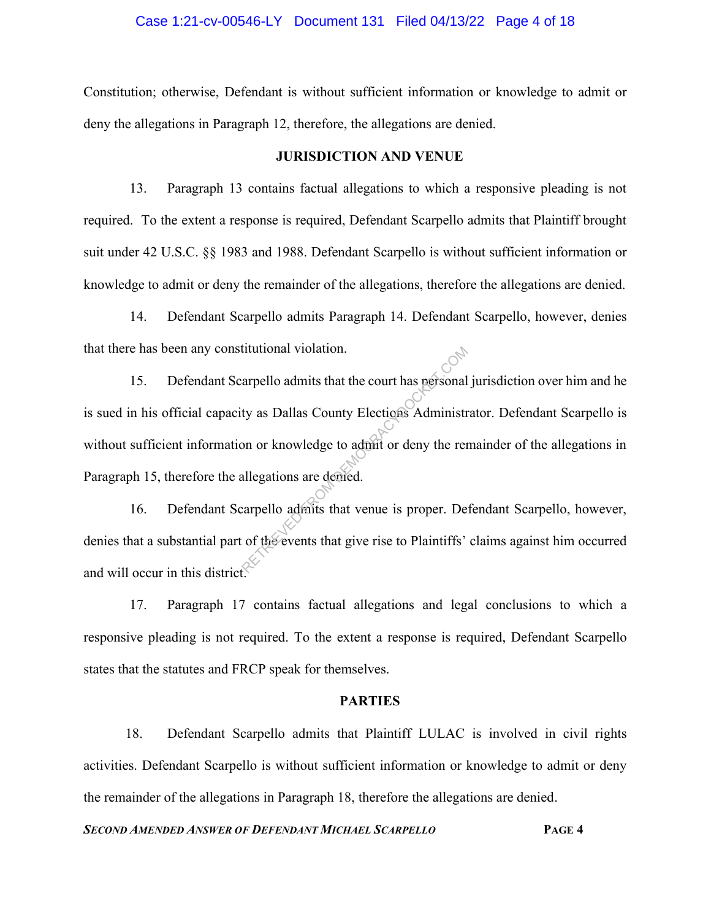Constitution; otherwise, Defendant is without sufficient information or knowledge to admit or deny the allegations in Paragraph 12, therefore, the allegations are denied.

## JURISDICTION AND VENUE

13. Paragraph 13 contains factual allegations to which a responsive pleading is not required. To the extent a response is required, Defendant Scarpello admits that Plaintiff brought suit under 42 U.S.C. §§ 1983 and 1988. Defendant Scarpello is without sufficient information or knowledge to admit or deny the remainder of the allegations, therefore the allegations are denied.

14. Defendant Scarpello admits Paragraph 14. Defendant Scarpello, however, denies that there has been any constitutional violation.

15. Defendant Scarpello admits that the court has personal jurisdiction over him and he is sued in his official capacity as Dallas County Elections Administrator. Defendant Scarpello is without sufficient information or knowledge to admit or deny the remainder of the allegations in Paragraph 15, therefore the allegations are denied.

16. Defendant Scarpello admits that venue is proper. Defendant Scarpello, however, denies that a substantial part of the events that give rise to Plaintiffs' claims against him occurred and will occur in this district.

17. Paragraph 17 contains factual allegations and legal conclusions to which a responsive pleading is not required. To the extent a response is required, Defendant Scarpello states that the statutes and FRCP speak for themselves.

## PARTIES

18. Defendant Scarpello admits that Plaintiff LULAC is involved in civil rights activities. Defendant Scarpello is without sufficient information or knowledge to admit or deny the remainder of the allegations in Paragraph 18, therefore the allegations are denied.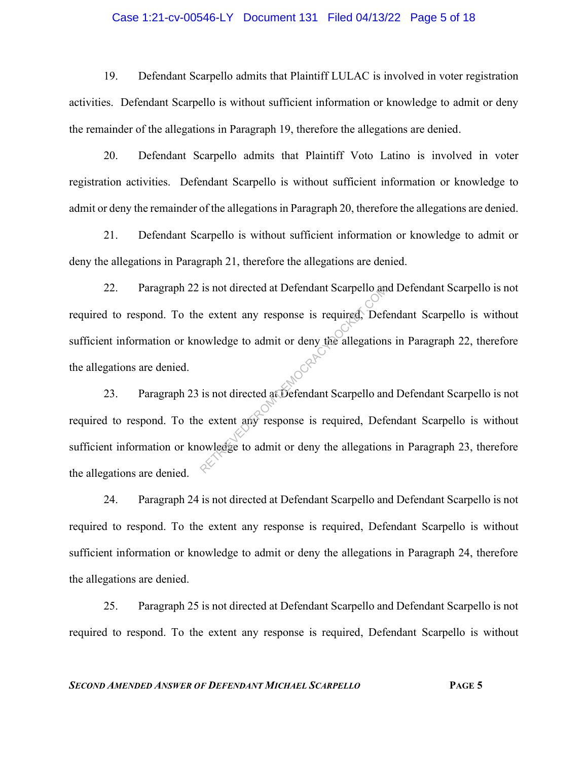19. Defendant Scarpello admits that Plaintiff LULAC is involved in voter registration activities. Defendant Scarpello is without sufficient information or knowledge to admit or deny the remainder of the allegations in Paragraph 19, therefore the allegations are denied.

20. Defendant Scarpello admits that Plaintiff Voto Latino is involved in voter registration activities. Defendant Scarpello is without sufficient information or knowledge to admit or deny the remainder of the allegations in Paragraph 20, therefore the allegations are denied.

21. Defendant Scarpello is without sufficient information or knowledge to admit or deny the allegations in Paragraph 21, therefore the allegations are denied.

22. Paragraph 22 is not directed at Defendant Scarpello and Defendant Scarpello is not required to respond. To the extent any response is required, Defendant Scarpello is without sufficient information or knowledge to admit or deny the allegations in Paragraph 22, therefore the allegations are denied.

23. Paragraph 23 is not directed at Defendant Scarpello and Defendant Scarpello is not required to respond. To the extent any response is required, Defendant Scarpello is without sufficient information or knowledge to admit or deny the allegations in Paragraph 23, therefore the allegations are denied.

24. Paragraph 24 is not directed at Defendant Scarpello and Defendant Scarpello is not required to respond. To the extent any response is required, Defendant Scarpello is without sufficient information or knowledge to admit or deny the allegations in Paragraph 24, therefore the allegations are denied.

25. Paragraph 25 is not directed at Defendant Scarpello and Defendant Scarpello is not required to respond. To the extent any response is required, Defendant Scarpello is without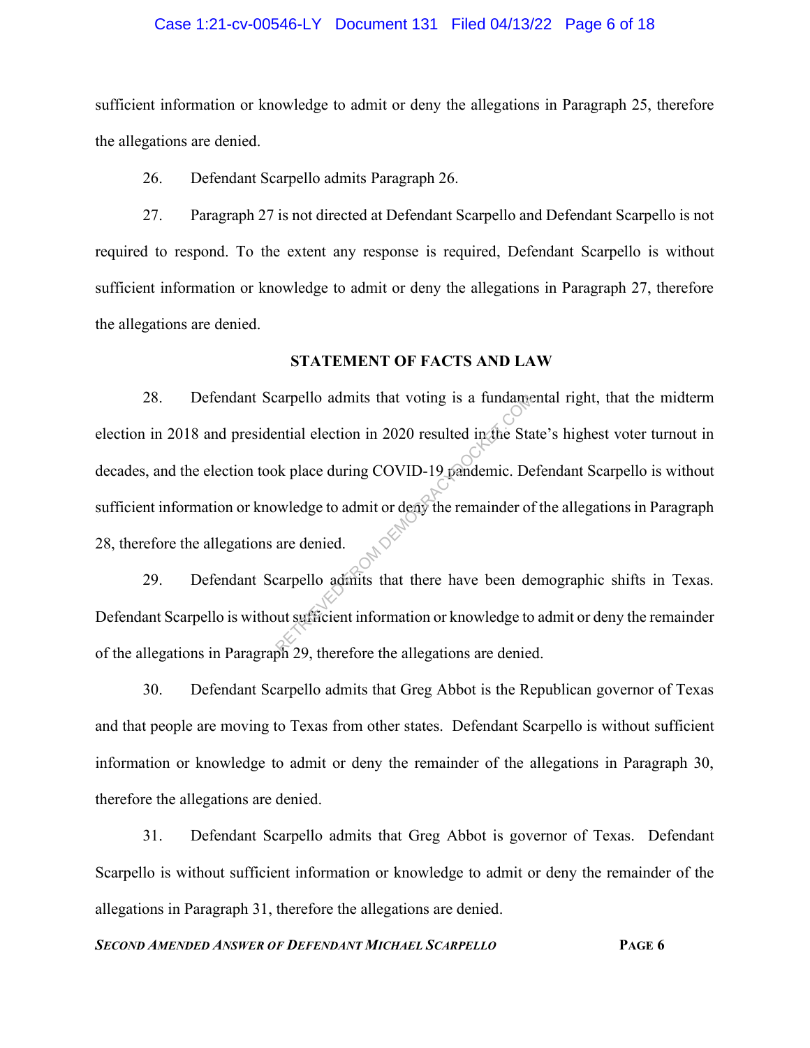sufficient information or knowledge to admit or deny the allegations in Paragraph 25, therefore the allegations are denied.

26. Defendant Scarpello admits Paragraph 26.

27. Paragraph 27 is not directed at Defendant Scarpello and Defendant Scarpello is not required to respond. To the extent any response is required, Defendant Scarpello is without sufficient information or knowledge to admit or deny the allegations in Paragraph 27, therefore the allegations are denied.

## STATEMENT OF FACTS AND LAW

28. Defendant Scarpello admits that voting is a fundamental right, that the midterm election in 2018 and presidential election in 2020 resulted in the State's highest voter turnout in decades, and the election took place during COVID-19 pandemic. Defendant Scarpello is without sufficient information or knowledge to admit or deny the remainder of the allegations in Paragraph 28, therefore the allegations are denied.

29. Defendant Scarpello admits that there have been demographic shifts in Texas. Defendant Scarpello is without sufficient information or knowledge to admit or deny the remainder of the allegations in Paragraph 29, therefore the allegations are denied.

30. Defendant Scarpello admits that Greg Abbot is the Republican governor of Texas and that people are moving to Texas from other states. Defendant Scarpello is without sufficient information or knowledge to admit or deny the remainder of the allegations in Paragraph 30, therefore the allegations are denied.

31. Defendant Scarpello admits that Greg Abbot is governor of Texas. Defendant Scarpello is without sufficient information or knowledge to admit or deny the remainder of the allegations in Paragraph 31, therefore the allegations are denied.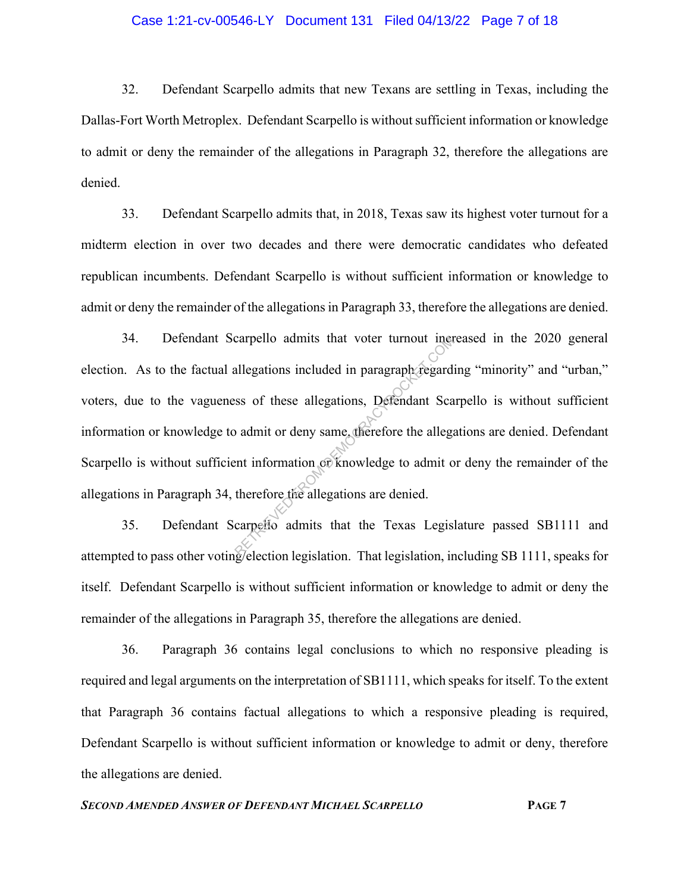32. Defendant Scarpello admits that new Texans are settling in Texas, including the Dallas-Fort Worth Metroplex. Defendant Scarpello is without sufficient information or knowledge to admit or deny the remainder of the allegations in Paragraph 32, therefore the allegations are denied.

33. Defendant Scarpello admits that, in 2018, Texas saw its highest voter turnout for a midterm election in over two decades and there were democratic candidates who defeated republican incumbents. Defendant Scarpello is without sufficient information or knowledge to admit or deny the remainder of the allegations in Paragraph 33, therefore the allegations are denied.

34. Defendant Scarpello admits that voter turnout increased in the 2020 general election. As to the factual allegations included in paragraph regarding "minority" and "urban," voters, due to the vagueness of these allegations, Defendant Scarpello is without sufficient information or knowledge to admit or deny same, therefore the allegations are denied. Defendant Scarpello is without sufficient information or knowledge to admit or deny the remainder of the allegations in Paragraph 34, therefore the allegations are denied.

35. Defendant Scarpello admits that the Texas Legislature passed SB1111 and attempted to pass other voting/election legislation. That legislation, including SB 1111, speaks for itself. Defendant Scarpello is without sufficient information or knowledge to admit or deny the remainder of the allegations in Paragraph 35, therefore the allegations are denied.

36. Paragraph 36 contains legal conclusions to which no responsive pleading is required and legal arguments on the interpretation of SB1111, which speaks for itself. To the extent that Paragraph 36 contains factual allegations to which a responsive pleading is required, Defendant Scarpello is without sufficient information or knowledge to admit or deny, therefore the allegations are denied.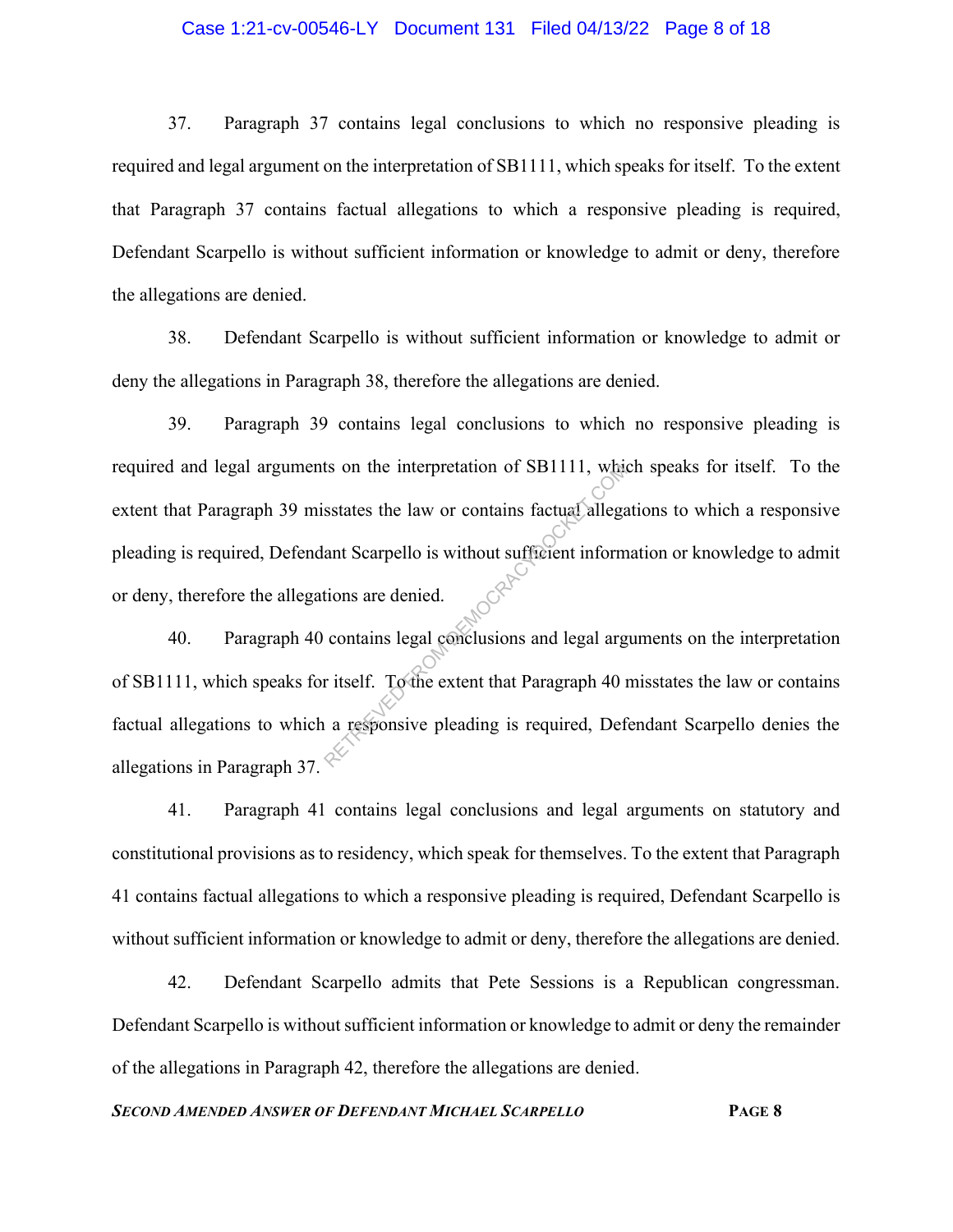37. Paragraph 37 contains legal conclusions to which no responsive pleading is required and legal argument on the interpretation of SB1111, which speaks for itself. To the extent that Paragraph 37 contains factual allegations to which a responsive pleading is required, Defendant Scarpello is without sufficient information or knowledge to admit or deny, therefore the allegations are denied.

38. Defendant Scarpello is without sufficient information or knowledge to admit or deny the allegations in Paragraph 38, therefore the allegations are denied.

39. Paragraph 39 contains legal conclusions to which no responsive pleading is required and legal arguments on the interpretation of SB1111, which speaks for itself. To the extent that Paragraph 39 misstates the law or contains factual allegations to which a responsive pleading is required, Defendant Scarpello is without sufficient information or knowledge to admit or deny, therefore the allegations are denied.

40. Paragraph 40 contains legal conclusions and legal arguments on the interpretation of SB1111, which speaks for itself. To the extent that Paragraph 40 misstates the law or contains factual allegations to which a responsive pleading is required, Defendant Scarpello denies the allegations in Paragraph 37.

41. Paragraph 41 contains legal conclusions and legal arguments on statutory and constitutional provisions as to residency, which speak for themselves. To the extent that Paragraph 41 contains factual allegations to which a responsive pleading is required, Defendant Scarpello is without sufficient information or knowledge to admit or deny, therefore the allegations are denied.

42. Defendant Scarpello admits that Pete Sessions is a Republican congressman. Defendant Scarpello is without sufficient information or knowledge to admit or deny the remainder of the allegations in Paragraph 42, therefore the allegations are denied.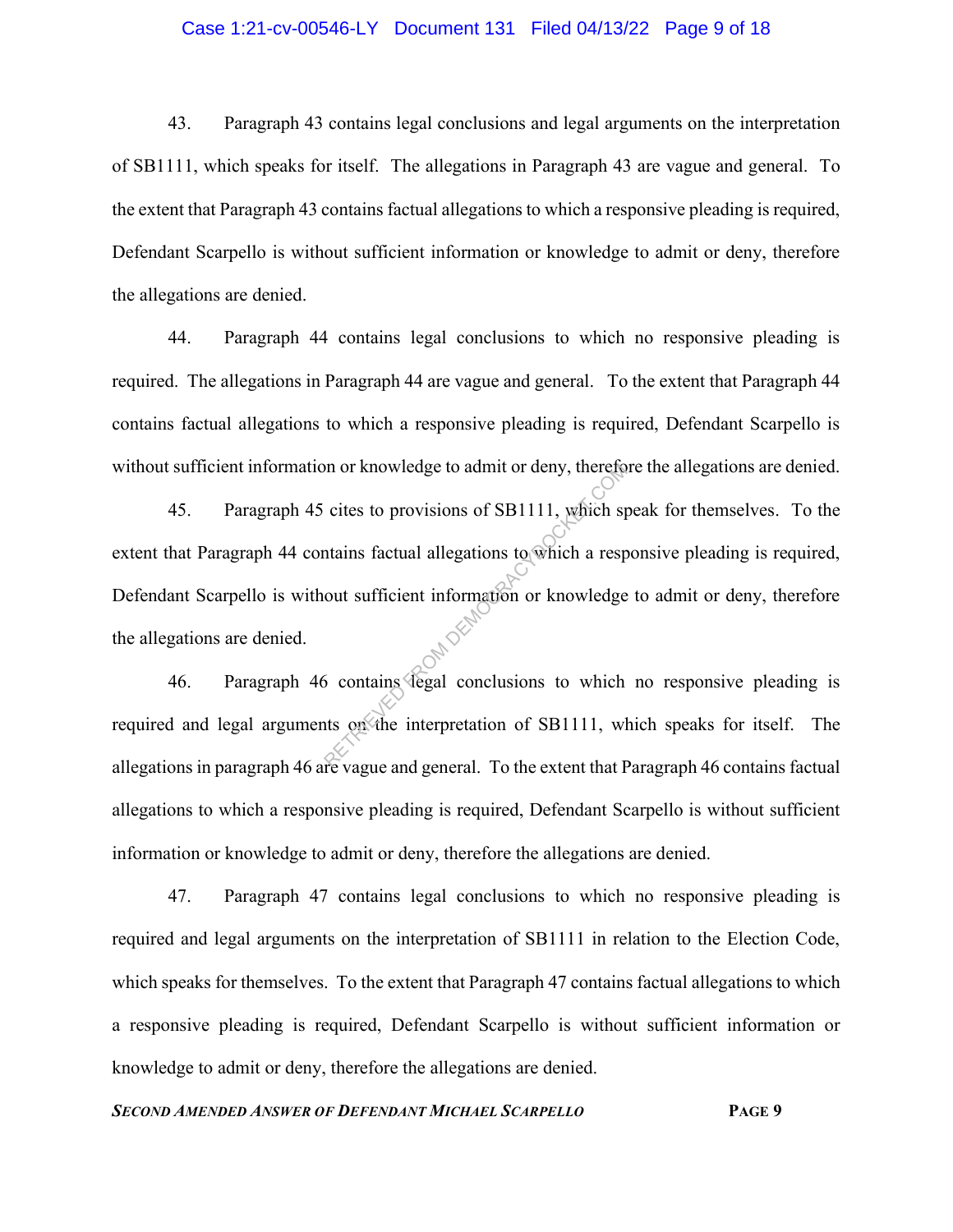43. Paragraph 43 contains legal conclusions and legal arguments on the interpretation of SB1111, which speaks for itself. The allegations in Paragraph 43 are vague and general. To the extent that Paragraph 43 contains factual allegations to which a responsive pleading is required, Defendant Scarpello is without sufficient information or knowledge to admit or deny, therefore the allegations are denied.

44. Paragraph 44 contains legal conclusions to which no responsive pleading is required. The allegations in Paragraph 44 are vague and general. To the extent that Paragraph 44 contains factual allegations to which a responsive pleading is required, Defendant Scarpello is without sufficient information or knowledge to admit or deny, therefore the allegations are denied.

45. Paragraph 45 cites to provisions of SB1111, which speak for themselves. To the extent that Paragraph 44 contains factual allegations to which a responsive pleading is required, Defendant Scarpello is without sufficient information or knowledge to admit or deny, therefore the allegations are denied.

46. Paragraph 46 contains legal conclusions to which no responsive pleading is required and legal arguments on the interpretation of SB1111, which speaks for itself. The allegations in paragraph 46 are vague and general. To the extent that Paragraph 46 contains factual allegations to which a responsive pleading is required, Defendant Scarpello is without sufficient information or knowledge to admit or deny, therefore the allegations are denied.

47. Paragraph 47 contains legal conclusions to which no responsive pleading is required and legal arguments on the interpretation of SB1111 in relation to the Election Code, which speaks for themselves. To the extent that Paragraph 47 contains factual allegations to which a responsive pleading is required, Defendant Scarpello is without sufficient information or knowledge to admit or deny, therefore the allegations are denied.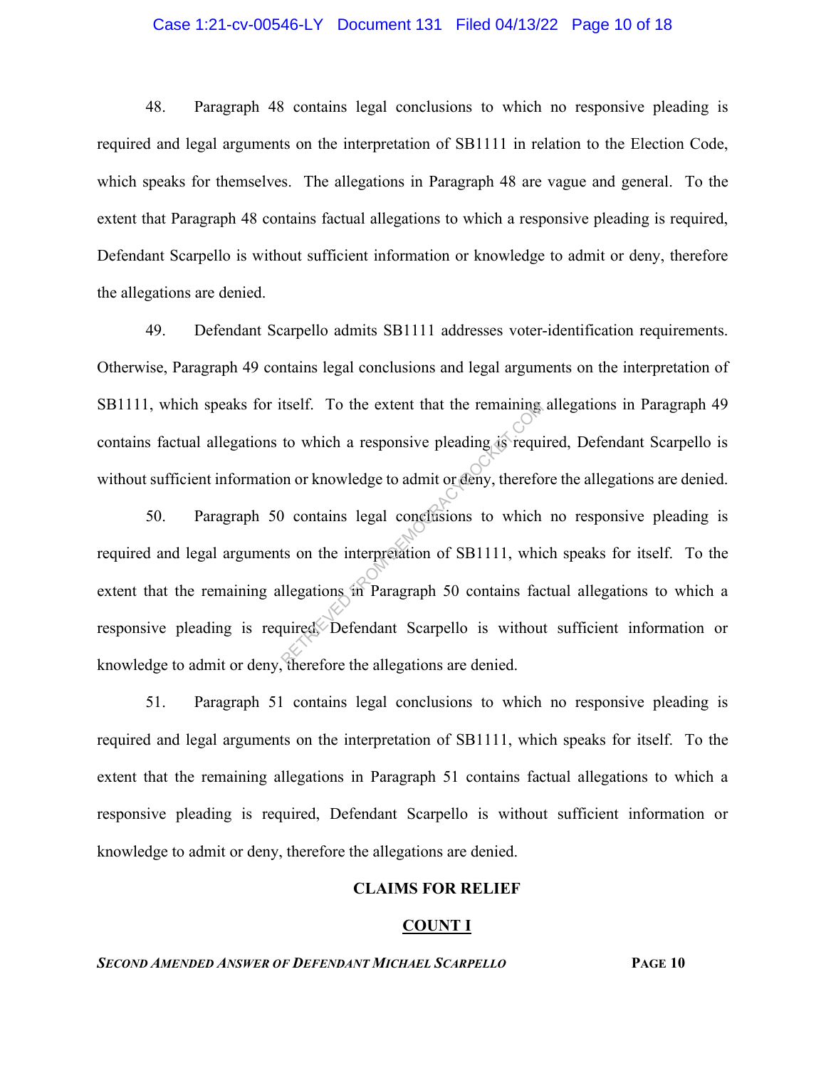48. Paragraph 48 contains legal conclusions to which no responsive pleading is required and legal arguments on the interpretation of SB1111 in relation to the Election Code, which speaks for themselves. The allegations in Paragraph 48 are vague and general. To the extent that Paragraph 48 contains factual allegations to which a responsive pleading is required, Defendant Scarpello is without sufficient information or knowledge to admit or deny, therefore the allegations are denied.

49. Defendant Scarpello admits SB1111 addresses voter-identification requirements. Otherwise, Paragraph 49 contains legal conclusions and legal arguments on the interpretation of SB1111, which speaks for itself. To the extent that the remaining allegations in Paragraph 49 contains factual allegations to which a responsive pleading is required, Defendant Scarpello is without sufficient information or knowledge to admit or deny, therefore the allegations are denied.

50. Paragraph 50 contains legal conclusions to which no responsive pleading is required and legal arguments on the interpretation of SB1111, which speaks for itself. To the extent that the remaining allegations in Paragraph 50 contains factual allegations to which a responsive pleading is required, Defendant Scarpello is without sufficient information or knowledge to admit or deny, therefore the allegations are denied.

51. Paragraph 51 contains legal conclusions to which no responsive pleading is required and legal arguments on the interpretation of SB1111, which speaks for itself. To the extent that the remaining allegations in Paragraph 51 contains factual allegations to which a responsive pleading is required, Defendant Scarpello is without sufficient information or knowledge to admit or deny, therefore the allegations are denied.

## CLAIMS FOR RELIEF

## COUNT I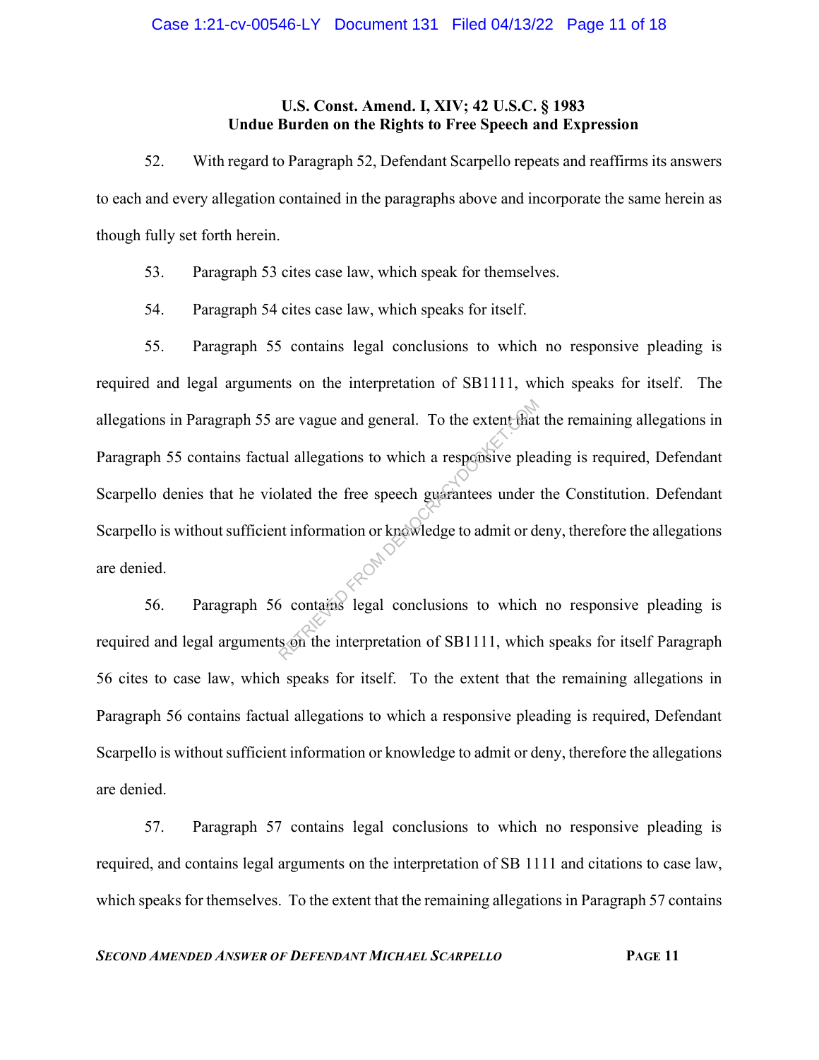**U.S. Const. Amend. I, XIV; 42 U.S.C. § 1983**
**Undue Burden on the Rights to Free Speech and Expression**

52. With regard to Paragraph 52, Defendant Scarpello repeats and reaffirms its answers to each and every allegation contained in the paragraphs above and incorporate the same herein as though fully set forth herein.

53. Paragraph 53 cites case law, which speak for themselves.

54. Paragraph 54 cites case law, which speaks for itself.

55. Paragraph 55 contains legal conclusions to which no responsive pleading is required and legal arguments on the interpretation of SB1111, which speaks for itself. The allegations in Paragraph 55 are vague and general. To the extent that the remaining allegations in Paragraph 55 contains factual allegations to which a responsive pleading is required, Defendant Scarpello denies that he violated the free speech guarantees under the Constitution. Defendant Scarpello is without sufficient information or knowledge to admit or deny, therefore the allegations are denied.

56. Paragraph 56 contains legal conclusions to which no responsive pleading is required and legal arguments on the interpretation of SB1111, which speaks for itself Paragraph 56 cites to case law, which speaks for itself. To the extent that the remaining allegations in Paragraph 56 contains factual allegations to which a responsive pleading is required, Defendant Scarpello is without sufficient information or knowledge to admit or deny, therefore the allegations are denied.

57. Paragraph 57 contains legal conclusions to which no responsive pleading is required, and contains legal arguments on the interpretation of SB 1111 and citations to case law, which speaks for themselves. To the extent that the remaining allegations in Paragraph 57 contains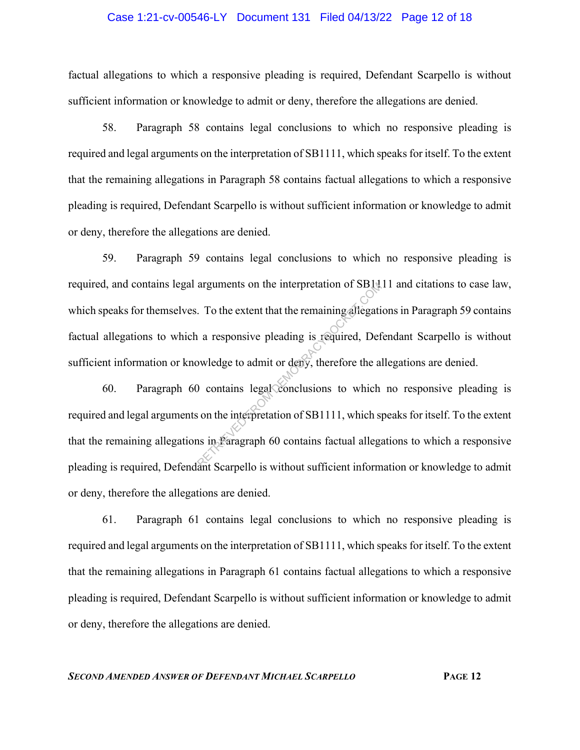factual allegations to which a responsive pleading is required, Defendant Scarpello is without sufficient information or knowledge to admit or deny, therefore the allegations are denied.

58. Paragraph 58 contains legal conclusions to which no responsive pleading is required and legal arguments on the interpretation of SB1111, which speaks for itself. To the extent that the remaining allegations in Paragraph 58 contains factual allegations to which a responsive pleading is required, Defendant Scarpello is without sufficient information or knowledge to admit or deny, therefore the allegations are denied.

59. Paragraph 59 contains legal conclusions to which no responsive pleading is required, and contains legal arguments on the interpretation of SB1111 and citations to case law, which speaks for themselves. To the extent that the remaining allegations in Paragraph 59 contains factual allegations to which a responsive pleading is required, Defendant Scarpello is without sufficient information or knowledge to admit or deny, therefore the allegations are denied.

60. Paragraph 60 contains legal conclusions to which no responsive pleading is required and legal arguments on the interpretation of SB1111, which speaks for itself. To the extent that the remaining allegations in Paragraph 60 contains factual allegations to which a responsive pleading is required, Defendant Scarpello is without sufficient information or knowledge to admit or deny, therefore the allegations are denied.

61. Paragraph 61 contains legal conclusions to which no responsive pleading is required and legal arguments on the interpretation of SB1111, which speaks for itself. To the extent that the remaining allegations in Paragraph 61 contains factual allegations to which a responsive pleading is required, Defendant Scarpello is without sufficient information or knowledge to admit or deny, therefore the allegations are denied.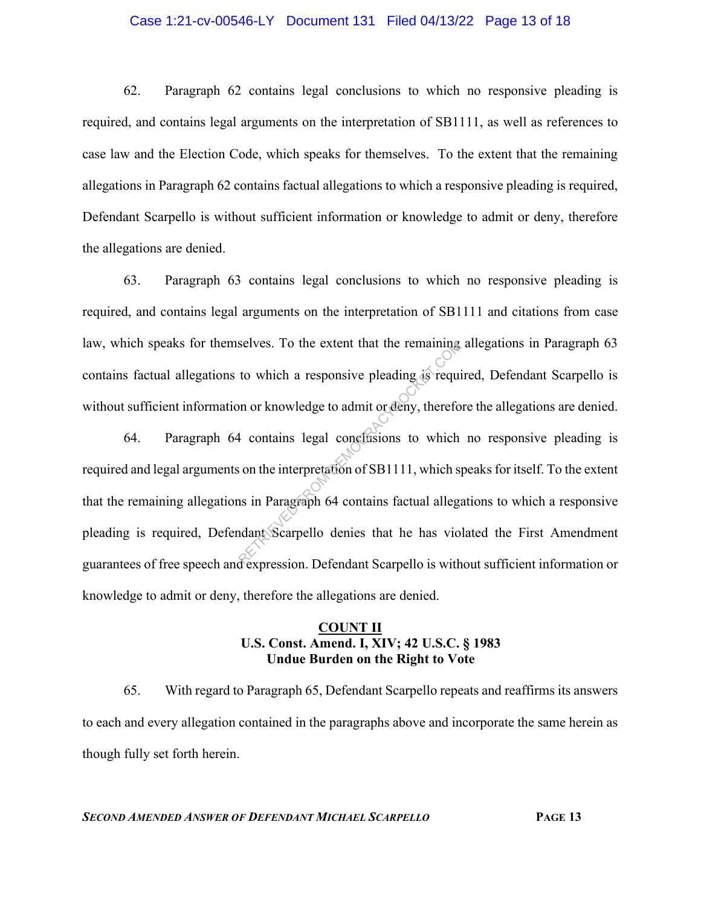62. Paragraph 62 contains legal conclusions to which no responsive pleading is required, and contains legal arguments on the interpretation of SB1111, as well as references to case law and the Election Code, which speaks for themselves. To the extent that the remaining allegations in Paragraph 62 contains factual allegations to which a responsive pleading is required, Defendant Scarpello is without sufficient information or knowledge to admit or deny, therefore the allegations are denied.

63. Paragraph 63 contains legal conclusions to which no responsive pleading is required, and contains legal arguments on the interpretation of SB1111 and citations from case law, which speaks for themselves. To the extent that the remaining allegations in Paragraph 63 contains factual allegations to which a responsive pleading is required, Defendant Scarpello is without sufficient information or knowledge to admit or deny, therefore the allegations are denied.

64. Paragraph 64 contains legal conclusions to which no responsive pleading is required and legal arguments on the interpretation of SB1111, which speaks for itself. To the extent that the remaining allegations in Paragraph 64 contains factual allegations to which a responsive pleading is required, Defendant Scarpello denies that he has violated the First Amendment guarantees of free speech and expression. Defendant Scarpello is without sufficient information or knowledge to admit or deny, therefore the allegations are denied.

## COUNT II
**U.S. Const. Amend. I, XIV; 42 U.S.C. § 1983**
**Undue Burden on the Right to Vote**

65. With regard to Paragraph 65, Defendant Scarpello repeats and reaffirms its answers to each and every allegation contained in the paragraphs above and incorporate the same herein as though fully set forth herein.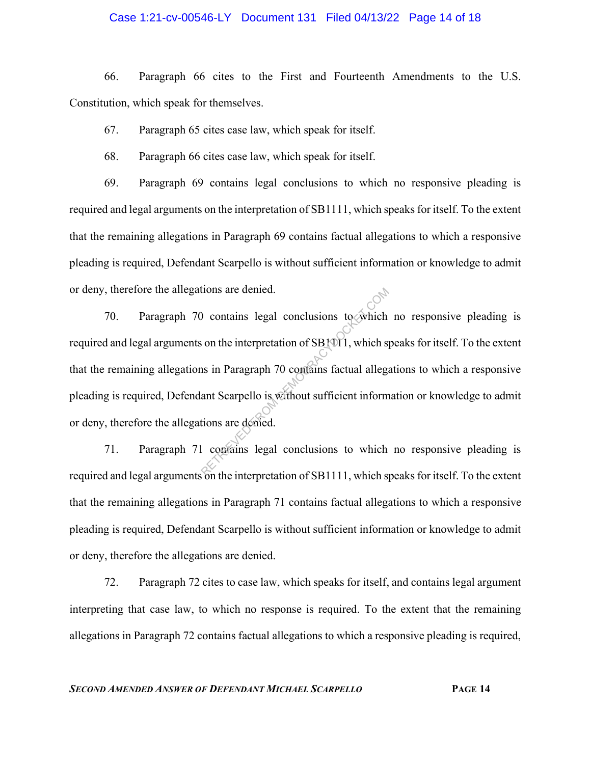66. Paragraph 66 cites to the First and Fourteenth Amendments to the U.S. Constitution, which speak for themselves.

67. Paragraph 65 cites case law, which speak for itself.

68. Paragraph 66 cites case law, which speak for itself.

69. Paragraph 69 contains legal conclusions to which no responsive pleading is required and legal arguments on the interpretation of SB1111, which speaks for itself. To the extent that the remaining allegations in Paragraph 69 contains factual allegations to which a responsive pleading is required, Defendant Scarpello is without sufficient information or knowledge to admit or deny, therefore the allegations are denied.

70. Paragraph 70 contains legal conclusions to which no responsive pleading is required and legal arguments on the interpretation of SB1111, which speaks for itself. To the extent that the remaining allegations in Paragraph 70 contains factual allegations to which a responsive pleading is required, Defendant Scarpello is without sufficient information or knowledge to admit or deny, therefore the allegations are denied.

71. Paragraph 71 contains legal conclusions to which no responsive pleading is required and legal arguments on the interpretation of SB1111, which speaks for itself. To the extent that the remaining allegations in Paragraph 71 contains factual allegations to which a responsive pleading is required, Defendant Scarpello is without sufficient information or knowledge to admit or deny, therefore the allegations are denied.

72. Paragraph 72 cites to case law, which speaks for itself, and contains legal argument interpreting that case law, to which no response is required. To the extent that the remaining allegations in Paragraph 72 contains factual allegations to which a responsive pleading is required,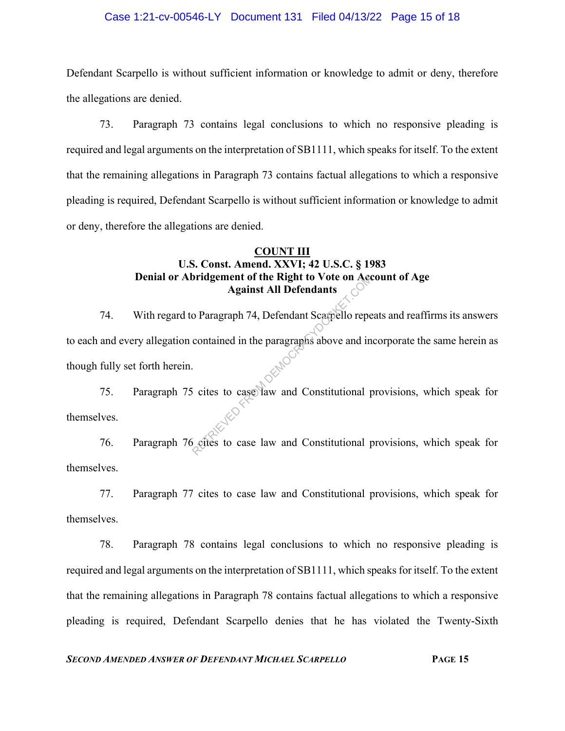Defendant Scarpello is without sufficient information or knowledge to admit or deny, therefore the allegations are denied.

73. Paragraph 73 contains legal conclusions to which no responsive pleading is required and legal arguments on the interpretation of SB1111, which speaks for itself. To the extent that the remaining allegations in Paragraph 73 contains factual allegations to which a responsive pleading is required, Defendant Scarpello is without sufficient information or knowledge to admit or deny, therefore the allegations are denied.

**COUNT III**
**U.S. Const. Amend. XXVI; 42 U.S.C. § 1983**
**Denial or Abridgement of the Right to Vote on Account of Age**
**Against All Defendants**

74. With regard to Paragraph 74, Defendant Scarpello repeats and reaffirms its answers to each and every allegation contained in the paragraphs above and incorporate the same herein as though fully set forth herein.

75. Paragraph 75 cites to case law and Constitutional provisions, which speak for themselves.

76. Paragraph 76 cites to case law and Constitutional provisions, which speak for themselves.

77. Paragraph 77 cites to case law and Constitutional provisions, which speak for themselves.

78. Paragraph 78 contains legal conclusions to which no responsive pleading is required and legal arguments on the interpretation of SB1111, which speaks for itself. To the extent that the remaining allegations in Paragraph 78 contains factual allegations to which a responsive pleading is required, Defendant Scarpello denies that he has violated the Twenty-Sixth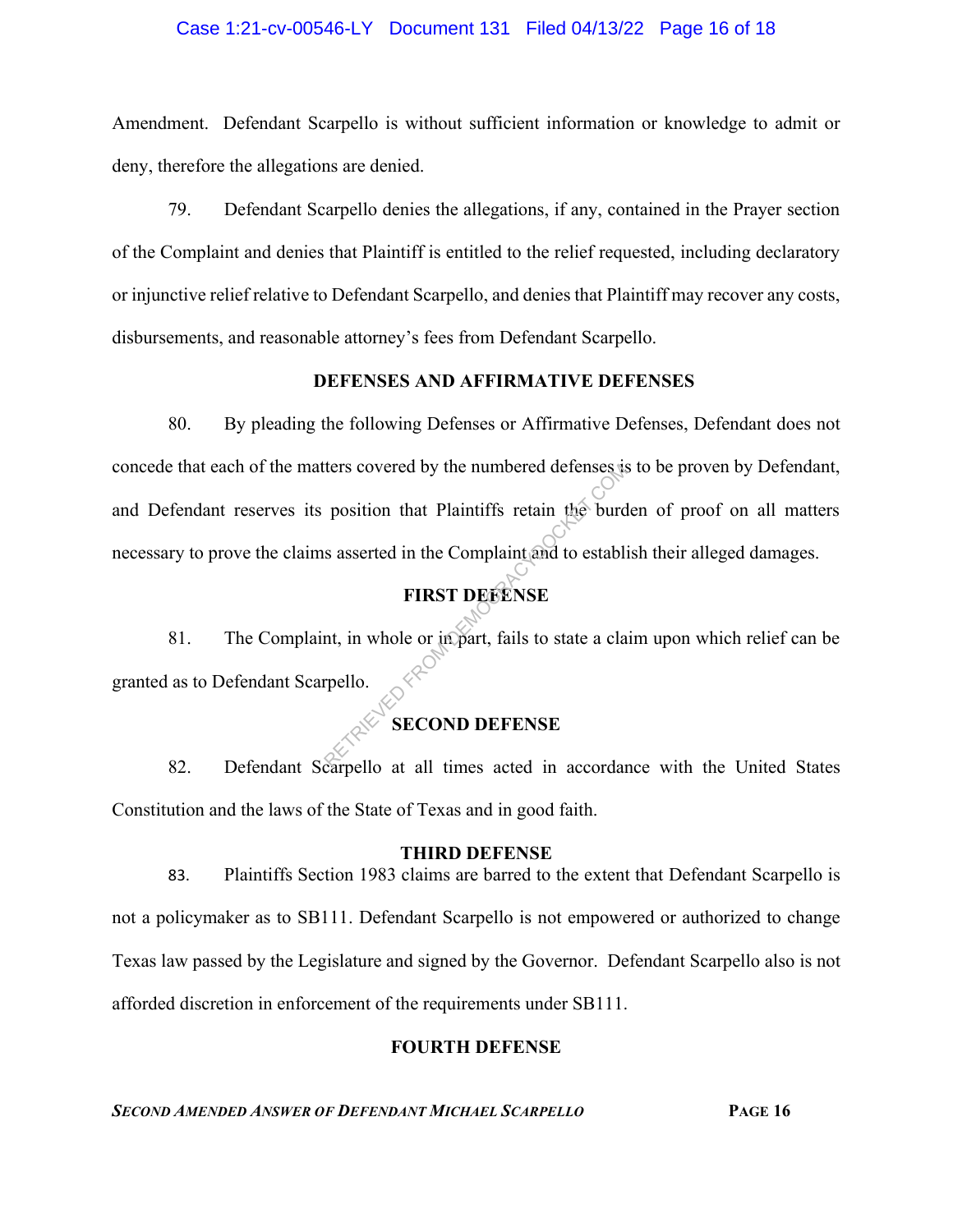Amendment. Defendant Scarpello is without sufficient information or knowledge to admit or deny, therefore the allegations are denied.

79. Defendant Scarpello denies the allegations, if any, contained in the Prayer section of the Complaint and denies that Plaintiff is entitled to the relief requested, including declaratory or injunctive relief relative to Defendant Scarpello, and denies that Plaintiff may recover any costs, disbursements, and reasonable attorney's fees from Defendant Scarpello.

## DEFENSES AND AFFIRMATIVE DEFENSES

80. By pleading the following Defenses or Affirmative Defenses, Defendant does not concede that each of the matters covered by the numbered defenses is to be proven by Defendant, and Defendant reserves its position that Plaintiffs retain the burden of proof on all matters necessary to prove the claims asserted in the Complaint and to establish their alleged damages.

## FIRST DEFENSE

81. The Complaint, in whole or in part, fails to state a claim upon which relief can be granted as to Defendant Scarpello.

## SECOND DEFENSE

82. Defendant Scarpello at all times acted in accordance with the United States Constitution and the laws of the State of Texas and in good faith.

## THIRD DEFENSE

83. Plaintiffs Section 1983 claims are barred to the extent that Defendant Scarpello is not a policymaker as to SB111. Defendant Scarpello is not empowered or authorized to change Texas law passed by the Legislature and signed by the Governor. Defendant Scarpello also is not afforded discretion in enforcement of the requirements under SB111.

## FOURTH DEFENSE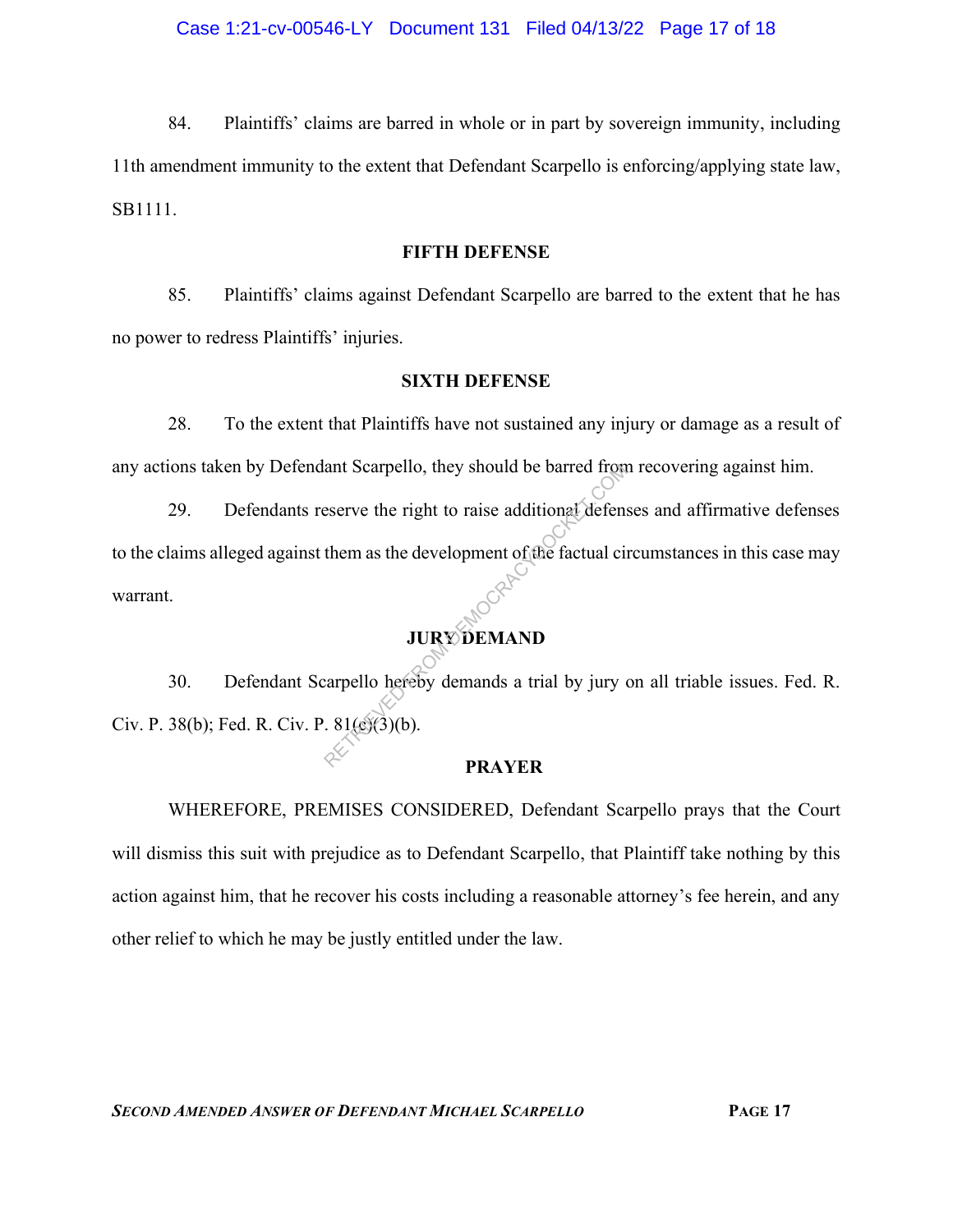84. Plaintiffs' claims are barred in whole or in part by sovereign immunity, including 11th amendment immunity to the extent that Defendant Scarpello is enforcing/applying state law, SB1111.

**FIFTH DEFENSE**

85. Plaintiffs' claims against Defendant Scarpello are barred to the extent that he has no power to redress Plaintiffs' injuries.

**SIXTH DEFENSE**

28. To the extent that Plaintiffs have not sustained any injury or damage as a result of any actions taken by Defendant Scarpello, they should be barred from recovering against him.

29. Defendants reserve the right to raise additional defenses and affirmative defenses to the claims alleged against them as the development of the factual circumstances in this case may warrant.

**JURY DEMAND**

30. Defendant Scarpello hereby demands a trial by jury on all triable issues. Fed. R. Civ. P. 38(b); Fed. R. Civ. P. 81(c)(3)(b).

**PRAYER**

WHEREFORE, PREMISES CONSIDERED, Defendant Scarpello prays that the Court will dismiss this suit with prejudice as to Defendant Scarpello, that Plaintiff take nothing by this action against him, that he recover his costs including a reasonable attorney's fee herein, and any other relief to which he may be justly entitled under the law.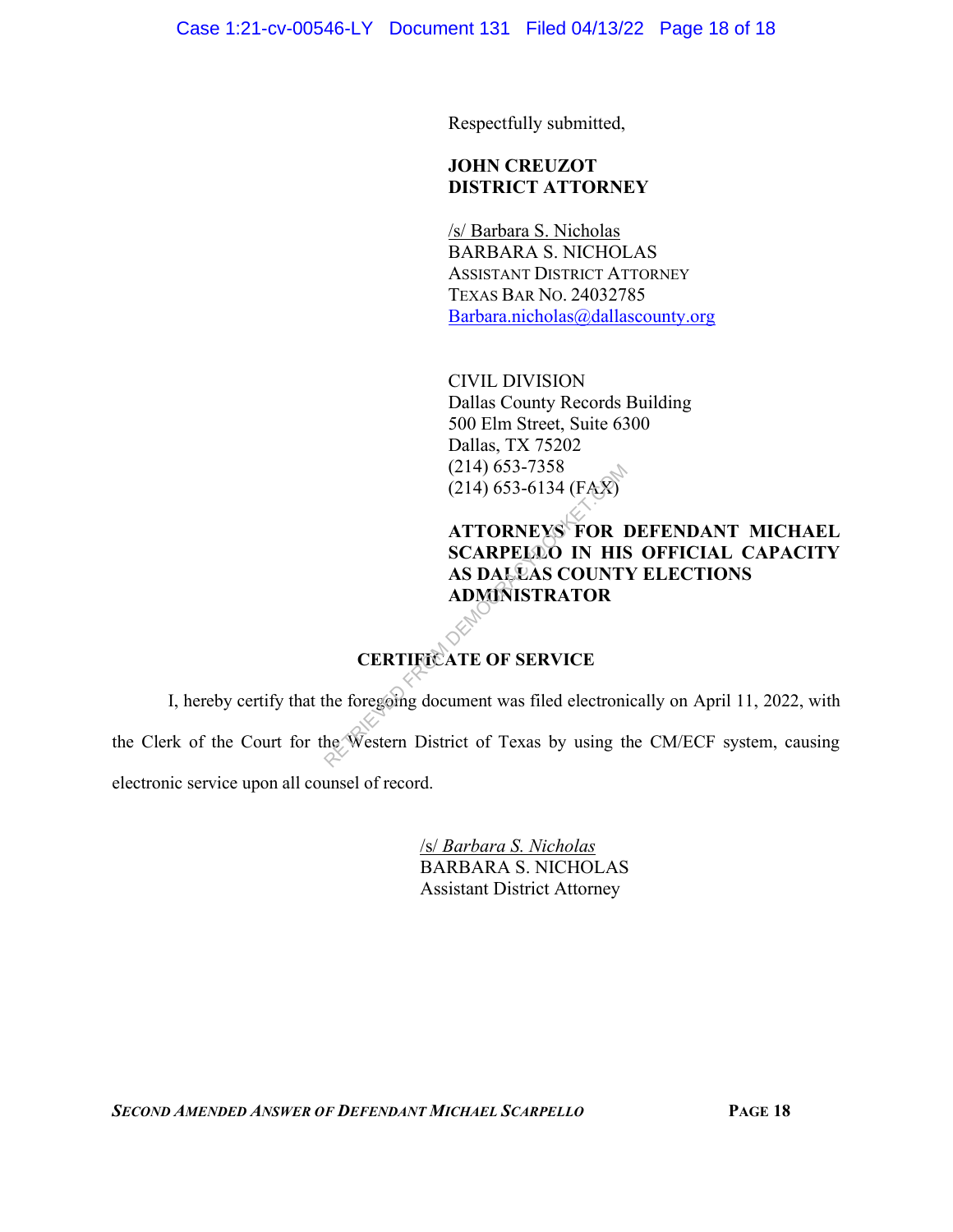Respectfully submitted,

**JOHN CREUZOT**
**DISTRICT ATTORNEY**

/s/ Barbara S. Nicholas
BARBARA S. NICHOLAS
ASSISTANT DISTRICT ATTORNEY
TEXAS BAR NO. 24032785
Barbara.nicholas@dallascounty.org

CIVIL DIVISION
Dallas County Records Building
500 Elm Street, Suite 6300
Dallas, TX 75202
(214) 653-7358
(214) 653-6134 (FAX)

**ATTORNEYS FOR DEFENDANT MICHAEL SCARPELLO IN HIS OFFICIAL CAPACITY AS DALLAS COUNTY ELECTIONS ADMINISTRATOR**

## CERTIFICATE OF SERVICE

I, hereby certify that the foregoing document was filed electronically on April 11, 2022, with the Clerk of the Court for the Western District of Texas by using the CM/ECF system, causing electronic service upon all counsel of record.

/s/ *Barbara S. Nicholas*
BARBARA S. NICHOLAS
Assistant District Attorney